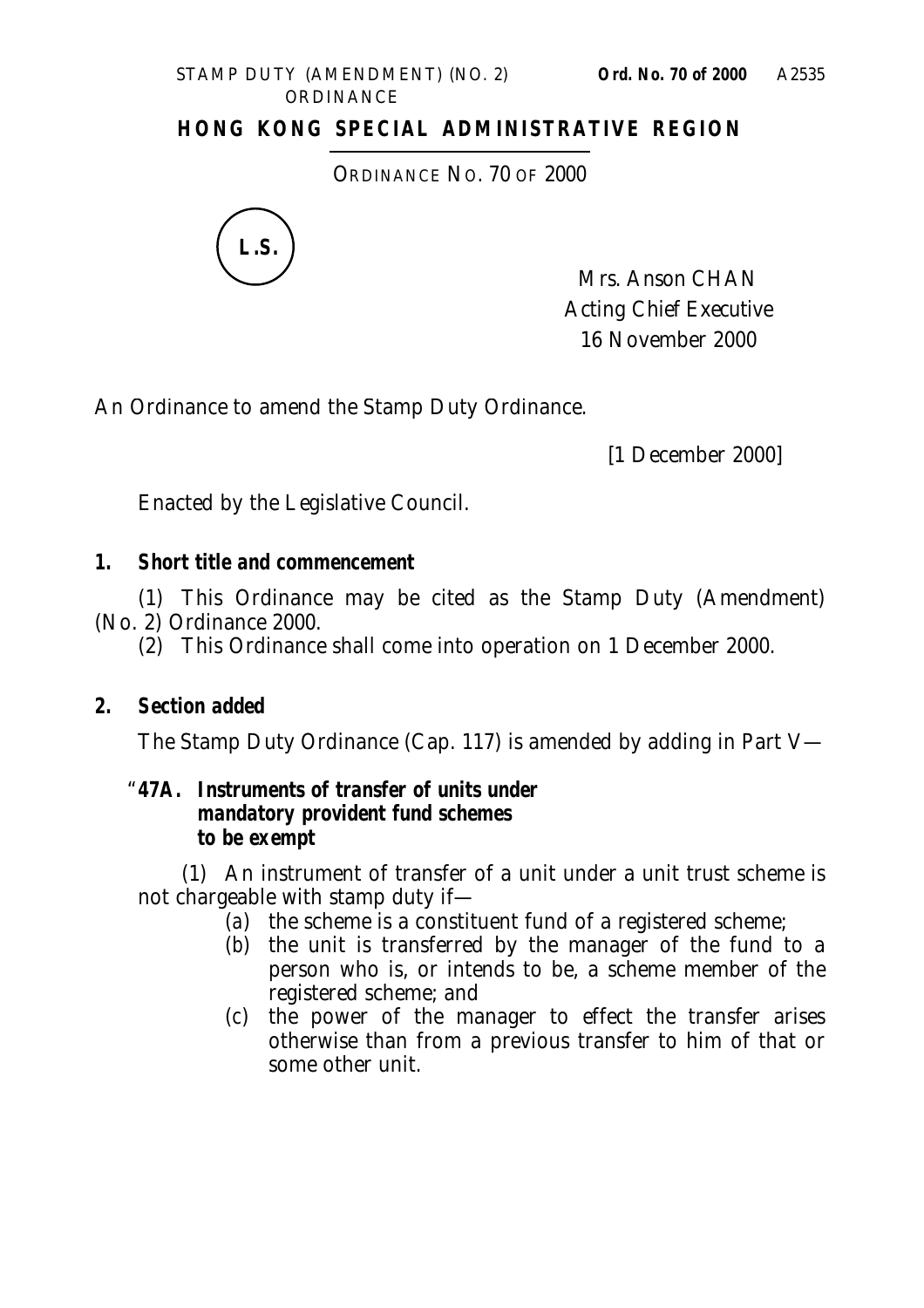# HONG KONG SPECIAL ADMINISTRATIVE REGION

ORDINANCE NO. 70 OF 2000

L.S.

Mrs. Anson CHAN
Acting Chief Executive
16 November 2000

An Ordinance to amend the Stamp Duty Ordinance.

[1 December 2000]

Enacted by the Legislative Council.

**1. Short title and commencement**

(1) This Ordinance may be cited as the Stamp Duty (Amendment) (No. 2) Ordinance 2000.

(2) This Ordinance shall come into operation on 1 December 2000.

**2. Section added**

The Stamp Duty Ordinance (Cap. 117) is amended by adding in Part V—

"**47A. Instruments of transfer of units under mandatory provident fund schemes to be exempt**

(1) An instrument of transfer of a unit under a unit trust scheme is not chargeable with stamp duty if—

(*a*) the scheme is a constituent fund of a registered scheme;

(*b*) the unit is transferred by the manager of the fund to a person who is, or intends to be, a scheme member of the registered scheme; and

(*c*) the power of the manager to effect the transfer arises otherwise than from a previous transfer to him of that or some other unit.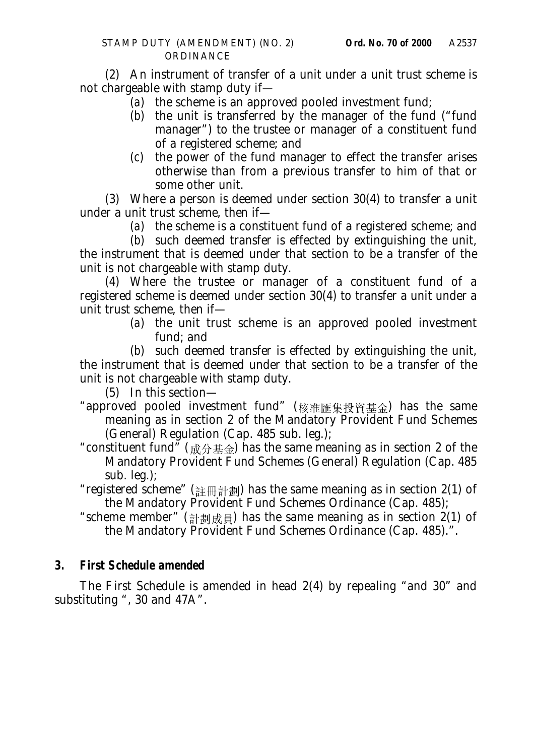(2) An instrument of transfer of a unit under a unit trust scheme is not chargeable with stamp duty if—

(*a*) the scheme is an approved pooled investment fund;

(*b*) the unit is transferred by the manager of the fund ("fund manager") to the trustee or manager of a constituent fund of a registered scheme; and

(*c*) the power of the fund manager to effect the transfer arises otherwise than from a previous transfer to him of that or some other unit.

(3) Where a person is deemed under section 30(4) to transfer a unit under a unit trust scheme, then if—

(*a*) the scheme is a constituent fund of a registered scheme; and

(*b*) such deemed transfer is effected by extinguishing the unit,

the instrument that is deemed under that section to be a transfer of the unit is not chargeable with stamp duty.

(4) Where the trustee or manager of a constituent fund of a registered scheme is deemed under section 30(4) to transfer a unit under a unit trust scheme, then if—

(*a*) the unit trust scheme is an approved pooled investment fund; and

(*b*) such deemed transfer is effected by extinguishing the unit,

the instrument that is deemed under that section to be a transfer of the unit is not chargeable with stamp duty.

(5) In this section—

"approved pooled investment fund" (核准匯集投資基金) has the same meaning as in section 2 of the Mandatory Provident Fund Schemes (General) Regulation (Cap. 485 sub. leg.);

"constituent fund" (成分基金) has the same meaning as in section 2 of the Mandatory Provident Fund Schemes (General) Regulation (Cap. 485 sub. leg.);

"registered scheme" (註冊計劃) has the same meaning as in section 2(1) of the Mandatory Provident Fund Schemes Ordinance (Cap. 485);

"scheme member" (計劃成員) has the same meaning as in section 2(1) of the Mandatory Provident Fund Schemes Ordinance (Cap. 485).".

**3. *First Schedule amended***

The First Schedule is amended in head 2(4) by repealing "and 30" and substituting ", 30 and 47A".